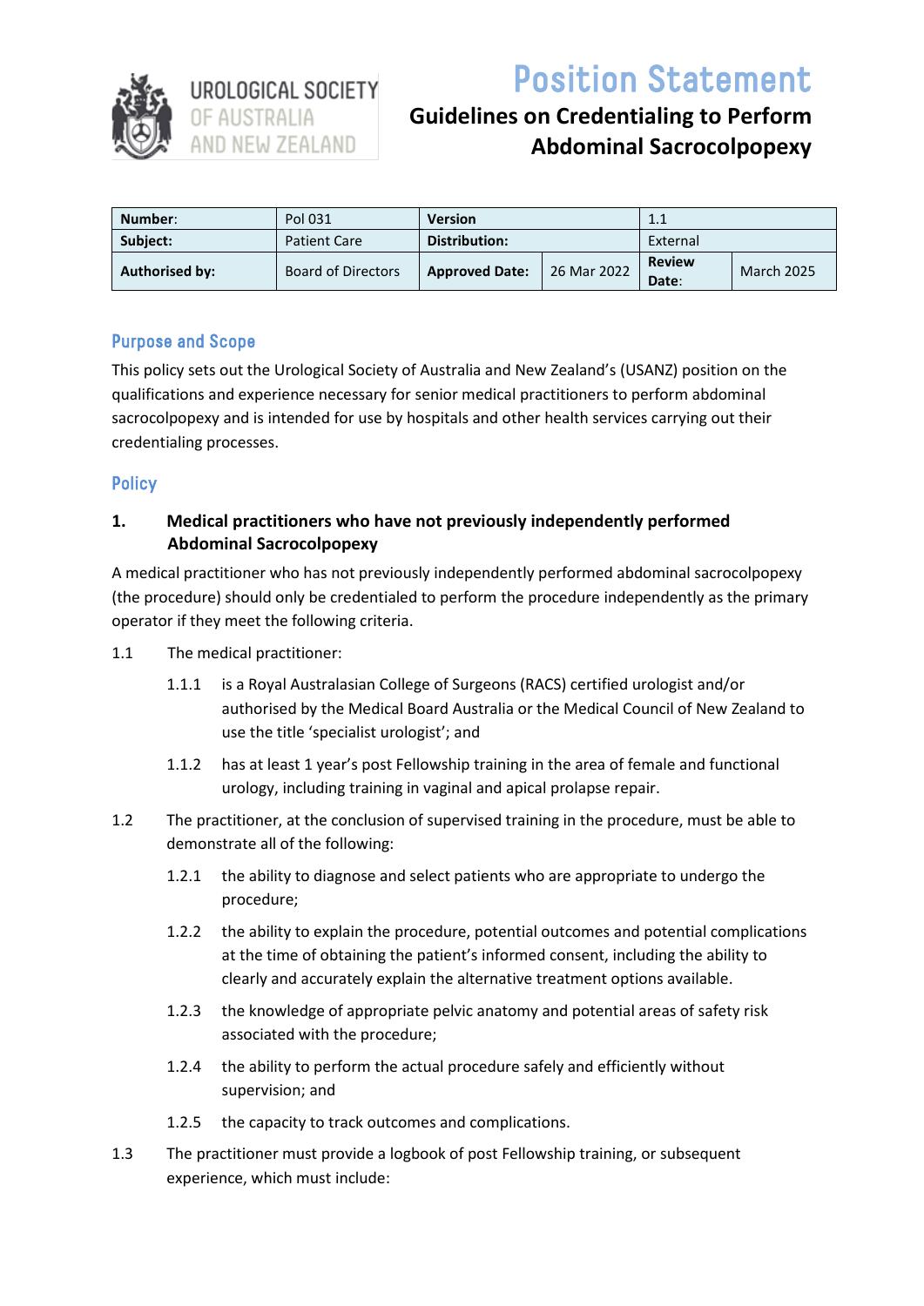UROLOGICAL SOCIETY OF AUSTRALIA AND NEW ZEALAND

# Position Statement

## Guidelines on Credentialing to Perform Abdominal Sacrocolpopexy

| **Number**: | Pol 031 | **Version** | | 1.1 | |
|---|---|---|---|---|---|
| **Subject:** | Patient Care | **Distribution:** | | External | |
| **Authorised by:** | Board of Directors | **Approved Date:** | 26 Mar 2022 | **Review Date**: | March 2025 |

## Purpose and Scope

This policy sets out the Urological Society of Australia and New Zealand's (USANZ) position on the qualifications and experience necessary for senior medical practitioners to perform abdominal sacrocolpopexy and is intended for use by hospitals and other health services carrying out their credentialing processes.

## Policy

### 1. Medical practitioners who have not previously independently performed Abdominal Sacrocolpopexy

A medical practitioner who has not previously independently performed abdominal sacrocolpopexy (the procedure) should only be credentialed to perform the procedure independently as the primary operator if they meet the following criteria.

1.1 The medical practitioner:

- 1.1.1 is a Royal Australasian College of Surgeons (RACS) certified urologist and/or authorised by the Medical Board Australia or the Medical Council of New Zealand to use the title 'specialist urologist'; and
- 1.1.2 has at least 1 year's post Fellowship training in the area of female and functional urology, including training in vaginal and apical prolapse repair.

1.2 The practitioner, at the conclusion of supervised training in the procedure, must be able to demonstrate all of the following:

- 1.2.1 the ability to diagnose and select patients who are appropriate to undergo the procedure;
- 1.2.2 the ability to explain the procedure, potential outcomes and potential complications at the time of obtaining the patient's informed consent, including the ability to clearly and accurately explain the alternative treatment options available.
- 1.2.3 the knowledge of appropriate pelvic anatomy and potential areas of safety risk associated with the procedure;
- 1.2.4 the ability to perform the actual procedure safely and efficiently without supervision; and
- 1.2.5 the capacity to track outcomes and complications.

1.3 The practitioner must provide a logbook of post Fellowship training, or subsequent experience, which must include: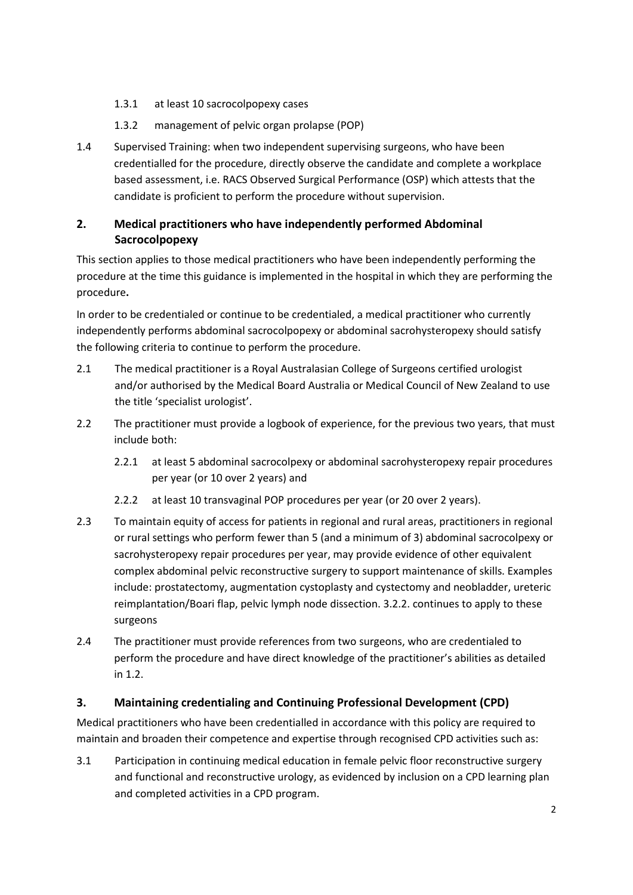1.3.1 at least 10 sacrocolpopexy cases

1.3.2 management of pelvic organ prolapse (POP)

1.4 Supervised Training: when two independent supervising surgeons, who have been credentialled for the procedure, directly observe the candidate and complete a workplace based assessment, i.e. RACS Observed Surgical Performance (OSP) which attests that the candidate is proficient to perform the procedure without supervision.

## 2. Medical practitioners who have independently performed Abdominal Sacrocolpopexy

This section applies to those medical practitioners who have been independently performing the procedure at the time this guidance is implemented in the hospital in which they are performing the procedure**.**

In order to be credentialed or continue to be credentialed, a medical practitioner who currently independently performs abdominal sacrocolpopexy or abdominal sacrohysteropexy should satisfy the following criteria to continue to perform the procedure.

2.1 The medical practitioner is a Royal Australasian College of Surgeons certified urologist and/or authorised by the Medical Board Australia or Medical Council of New Zealand to use the title 'specialist urologist'.

2.2 The practitioner must provide a logbook of experience, for the previous two years, that must include both:

2.2.1 at least 5 abdominal sacrocolpexy or abdominal sacrohysteropexy repair procedures per year (or 10 over 2 years) and

2.2.2 at least 10 transvaginal POP procedures per year (or 20 over 2 years).

2.3 To maintain equity of access for patients in regional and rural areas, practitioners in regional or rural settings who perform fewer than 5 (and a minimum of 3) abdominal sacrocolpexy or sacrohysteropexy repair procedures per year, may provide evidence of other equivalent complex abdominal pelvic reconstructive surgery to support maintenance of skills. Examples include: prostatectomy, augmentation cystoplasty and cystectomy and neobladder, ureteric reimplantation/Boari flap, pelvic lymph node dissection. 3.2.2. continues to apply to these surgeons

2.4 The practitioner must provide references from two surgeons, who are credentialed to perform the procedure and have direct knowledge of the practitioner's abilities as detailed in 1.2.

## 3. Maintaining credentialing and Continuing Professional Development (CPD)

Medical practitioners who have been credentialled in accordance with this policy are required to maintain and broaden their competence and expertise through recognised CPD activities such as:

3.1 Participation in continuing medical education in female pelvic floor reconstructive surgery and functional and reconstructive urology, as evidenced by inclusion on a CPD learning plan and completed activities in a CPD program.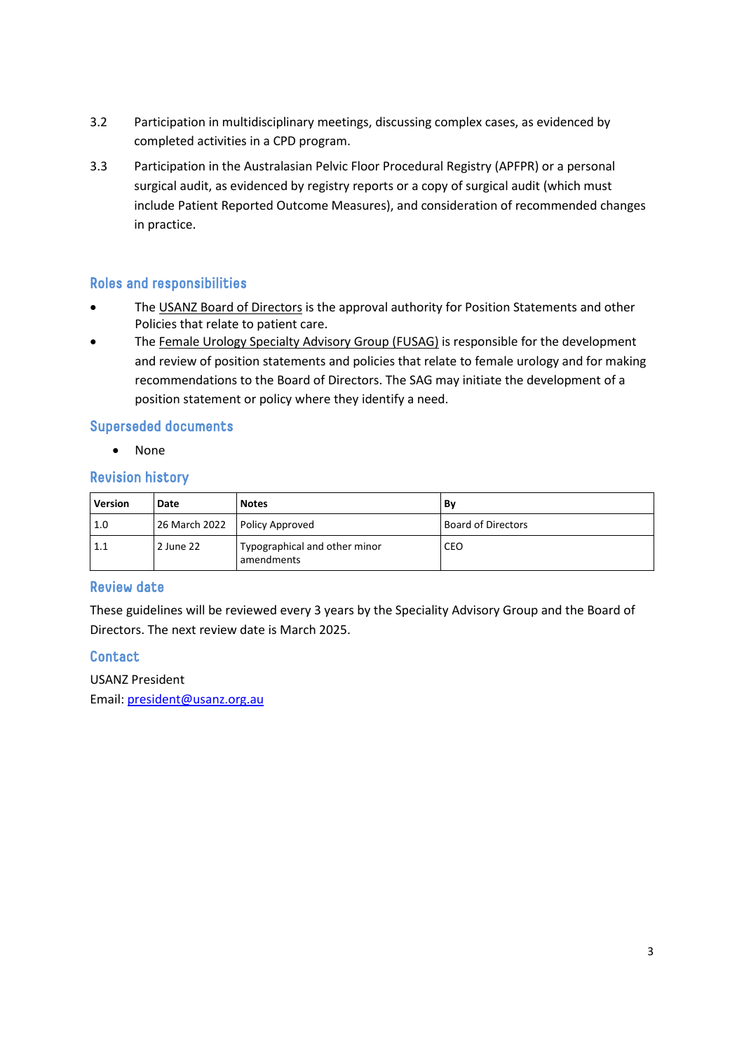3.2 Participation in multidisciplinary meetings, discussing complex cases, as evidenced by completed activities in a CPD program.

3.3 Participation in the Australasian Pelvic Floor Procedural Registry (APFPR) or a personal surgical audit, as evidenced by registry reports or a copy of surgical audit (which must include Patient Reported Outcome Measures), and consideration of recommended changes in practice.

## Roles and responsibilities

- The USANZ Board of Directors is the approval authority for Position Statements and other Policies that relate to patient care.
- The Female Urology Specialty Advisory Group (FUSAG) is responsible for the development and review of position statements and policies that relate to female urology and for making recommendations to the Board of Directors. The SAG may initiate the development of a position statement or policy where they identify a need.

## Superseded documents

- None

## Revision history

| Version | Date | Notes | By |
|---|---|---|---|
| 1.0 | 26 March 2022 | Policy Approved | Board of Directors |
| 1.1 | 2 June 22 | Typographical and other minor amendments | CEO |

## Review date

These guidelines will be reviewed every 3 years by the Speciality Advisory Group and the Board of Directors. The next review date is March 2025.

## Contact

USANZ President
Email: president@usanz.org.au